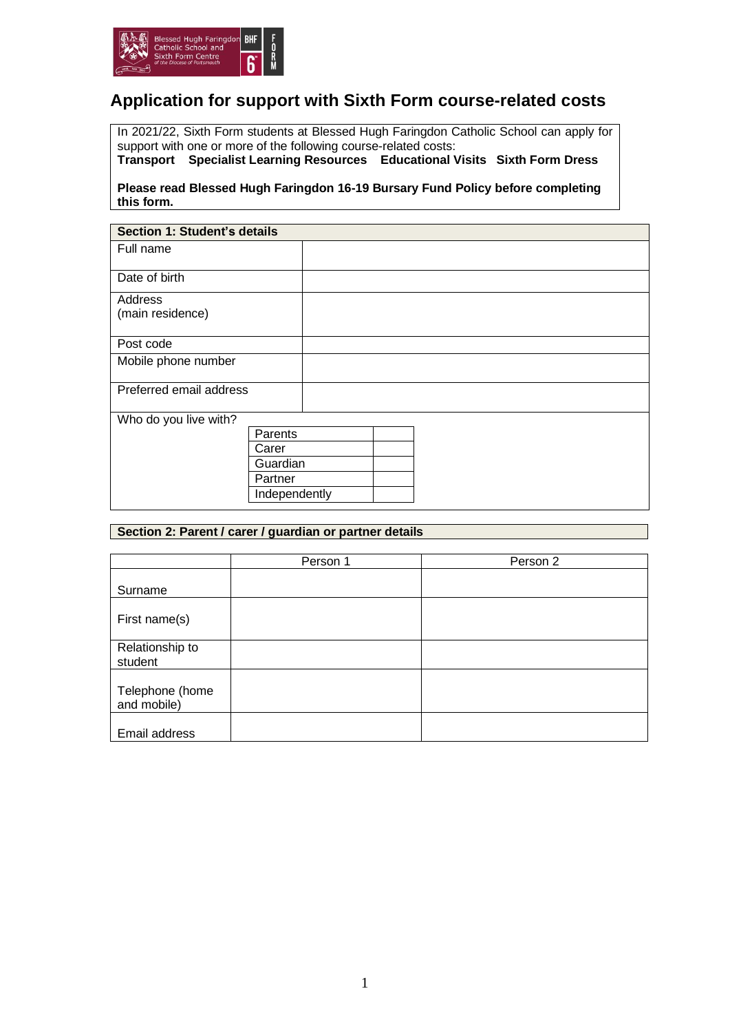# Application for support with Sixth Form course-related costs

In 2021/22, Sixth Form students at Blessed Hugh Faringdon Catholic School can apply for support with one or more of the following course-related costs:
**Transport Specialist Learning Resources Educational Visits Sixth Form Dress**

**Please read Blessed Hugh Faringdon 16-19 Bursary Fund Policy before completing this form.**

| Section 1: Student's details | |
|---|---|
| Full name | |
| Date of birth | |
| Address (main residence) | |
| Post code | |
| Mobile phone number | |
| Preferred email address | |

Who do you live with?

| | |
|---|---|
| Parents | |
| Carer | |
| Guardian | |
| Partner | |
| Independently | |

**Section 2: Parent / carer / guardian or partner details**

| | Person 1 | Person 2 |
|---|---|---|
| Surname | | |
| First name(s) | | |
| Relationship to student | | |
| Telephone (home and mobile) | | |
| Email address | | |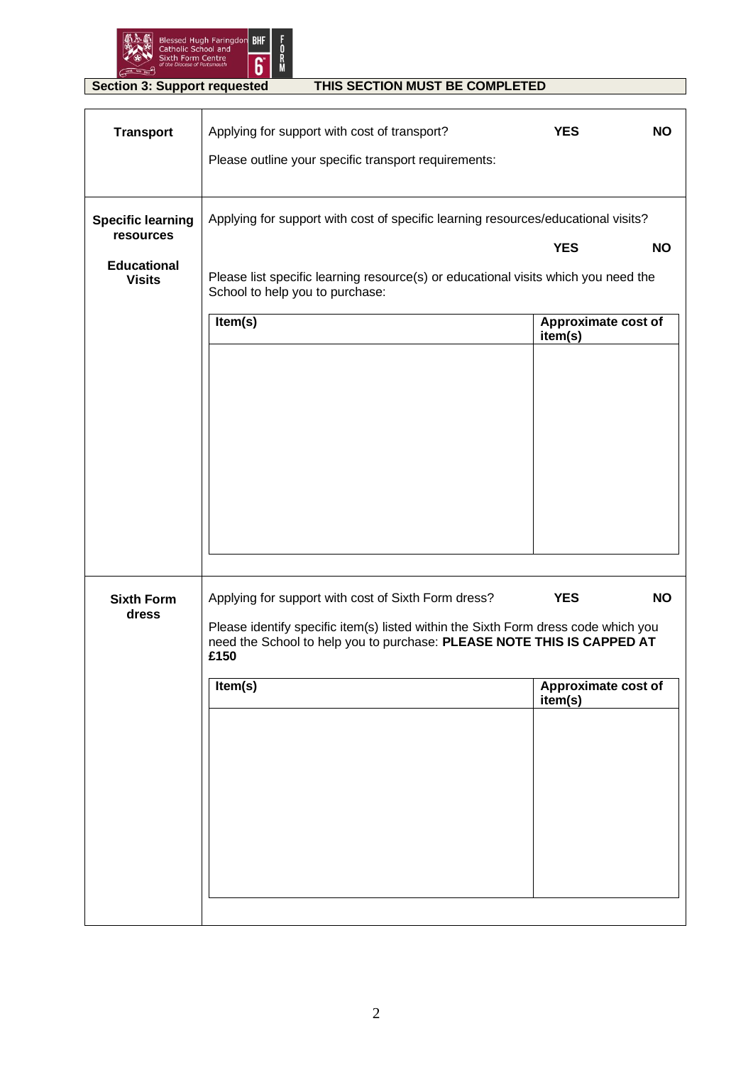**Section 3: Support requested** **THIS SECTION MUST BE COMPLETED**

**Transport**

Applying for support with cost of transport? **YES** **NO**

Please outline your specific transport requirements:

**Specific learning resources**

**Educational Visits**

Applying for support with cost of specific learning resources/educational visits?

**YES** **NO**

Please list specific learning resource(s) or educational visits which you need the School to help you to purchase:

| **Item(s)** | **Approximate cost of item(s)** |
|---|---|
| | |

**Sixth Form dress**

Applying for support with cost of Sixth Form dress? **YES** **NO**

Please identify specific item(s) listed within the Sixth Form dress code which you need the School to help you to purchase: **PLEASE NOTE THIS IS CAPPED AT £150**

| **Item(s)** | **Approximate cost of item(s)** |
|---|---|
| | |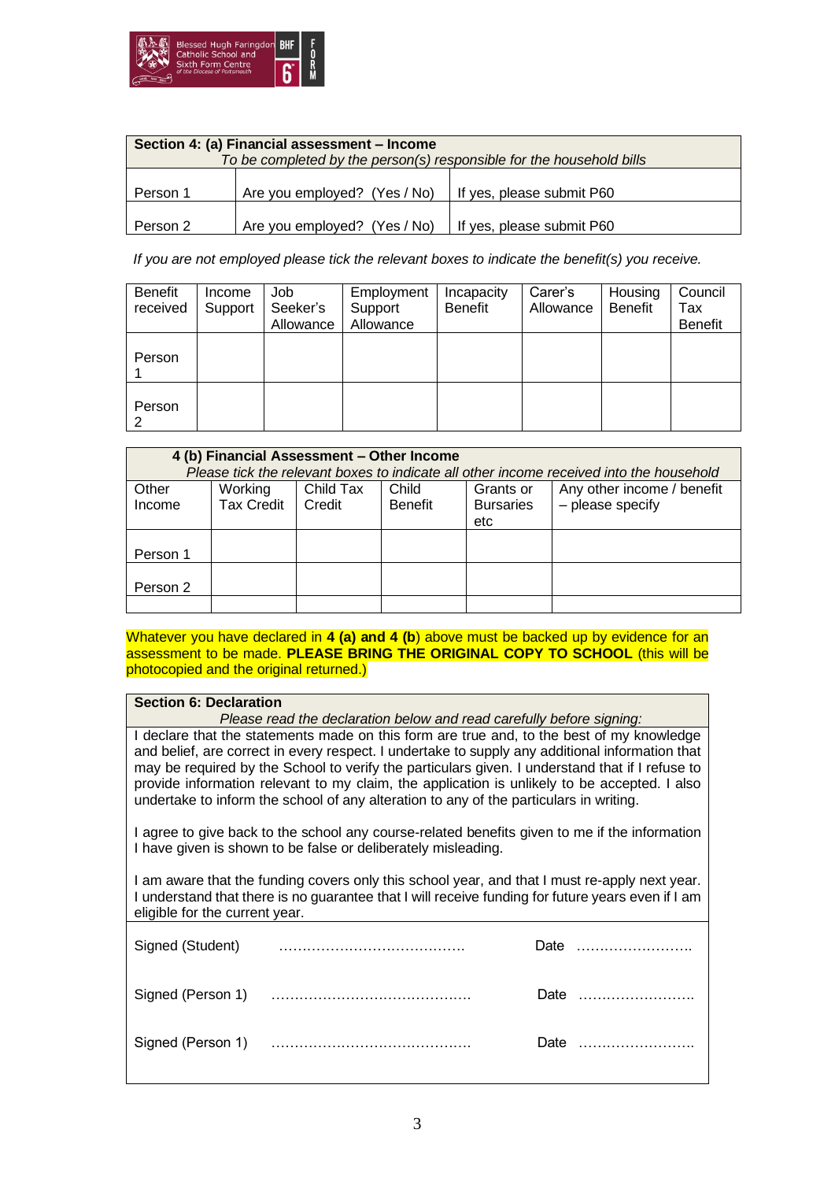| **Section 4: (a) Financial assessment – Income** *To be completed by the person(s) responsible for the household bills* | | |
|---|---|---|
| Person 1 | Are you employed? (Yes / No) | If yes, please submit P60 |
| Person 2 | Are you employed? (Yes / No) | If yes, please submit P60 |

*If you are not employed please tick the relevant boxes to indicate the benefit(s) you receive.*

| Benefit received | Income Support | Job Seeker's Allowance | Employment Support Allowance | Incapacity Benefit | Carer's Allowance | Housing Benefit | Council Tax Benefit |
|---|---|---|---|---|---|---|---|
| Person 1 | | | | | | | |
| Person 2 | | | | | | | |

| **4 (b) Financial Assessment – Other Income** *Please tick the relevant boxes to indicate all other income received into the household* | | | | | |
|---|---|---|---|---|---|
| Other Income | Working Tax Credit | Child Tax Credit | Child Benefit | Grants or Bursaries etc | Any other income / benefit – please specify |
| Person 1 | | | | | |
| Person 2 | | | | | |
| | | | | | |

Whatever you have declared in **4 (a) and 4 (b**) above must be backed up by evidence for an assessment to be made. **PLEASE BRING THE ORIGINAL COPY TO SCHOOL** (this will be photocopied and the original returned.)

**Section 6: Declaration**

*Please read the declaration below and read carefully before signing:*

I declare that the statements made on this form are true and, to the best of my knowledge and belief, are correct in every respect. I undertake to supply any additional information that may be required by the School to verify the particulars given. I understand that if I refuse to provide information relevant to my claim, the application is unlikely to be accepted. I also undertake to inform the school of any alteration to any of the particulars in writing.

I agree to give back to the school any course-related benefits given to me if the information I have given is shown to be false or deliberately misleading.

I am aware that the funding covers only this school year, and that I must re-apply next year. I understand that there is no guarantee that I will receive funding for future years even if I am eligible for the current year.

Signed (Student) …………………………………. Date …………………….

Signed (Person 1) ……………………………………. Date …………………….

Signed (Person 1) ……………………………………. Date …………………….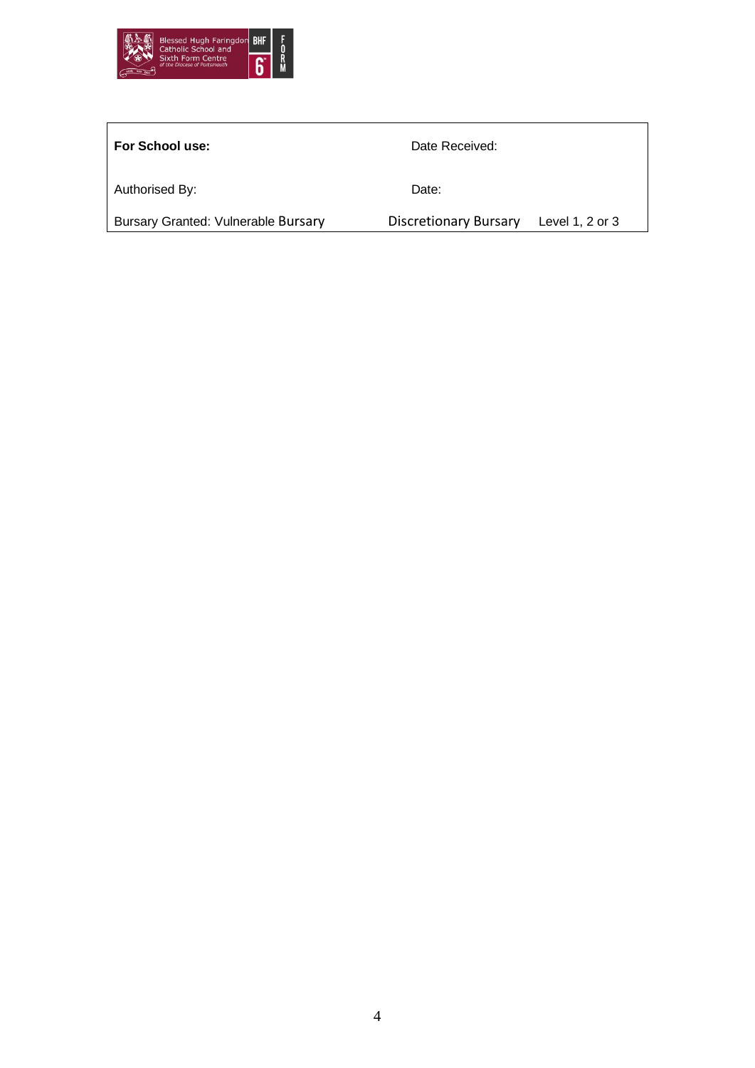| | | |
|---|---|---|
| **For School use:** | Date Received: | |
| Authorised By: | Date: | |
| Bursary Granted: Vulnerable Bursary | Discretionary Bursary | Level 1, 2 or 3 |